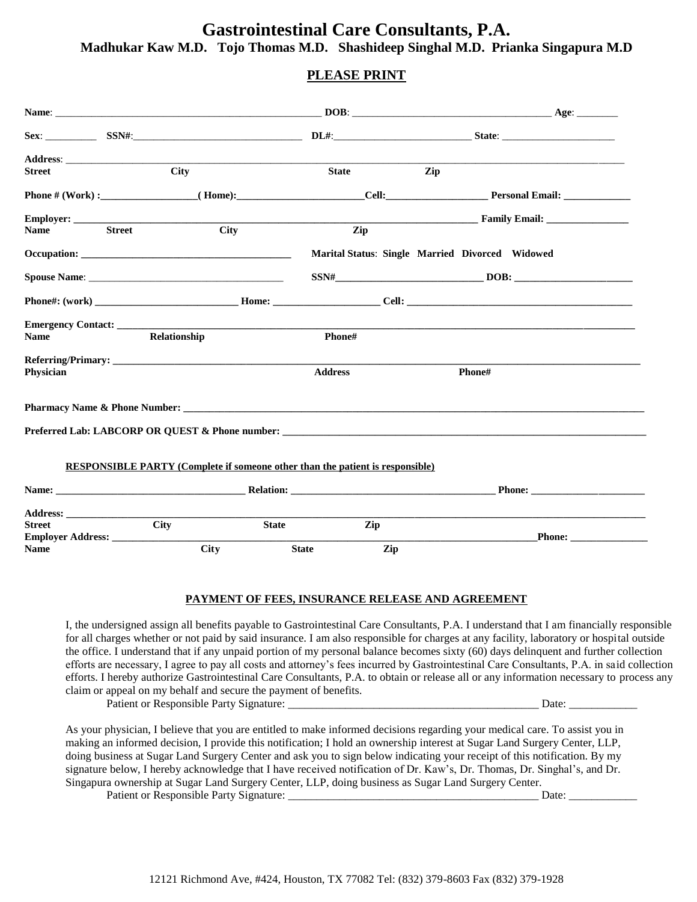# Gastrointestinal Care Consultants, P.A.

**Madhukar Kaw M.D. Tojo Thomas M.D. Shashideep Singhal M.D. Prianka Singapura M.D**

**PLEASE PRINT**

**Name**: ______________________________ **DOB**: ______________________ **Age**: ________

**Sex**: __________ **SSN#**:______________________ **DL#**:____________________ **State**: ____________________

**Address**: ____________________________________________________________________________
**Street** **City** **State** **Zip**

**Phone # (Work) :**__________________**( Home):**____________________**Cell:**________________ **Personal Email:** _____________

**Employer:** ______________________________________________________ **Family Email:** ________________
**Name** **Street** **City** **Zip**

**Occupation:** ________________________________ **Marital Status**: **Single Married Divorced Widowed**

**Spouse Name**: ______________________________ **SSN#**______________________ **DOB:** __________________

**Phone#: (work)** ______________________ **Home:** ________________ **Cell:** ______________________________

**Emergency Contact:** __________________________________________________________________________
**Name** **Relationship** **Phone#**

**Referring/Primary:** __________________________________________________________________________
**Physician** **Address** **Phone#**

**Pharmacy Name & Phone Number:** ______________________________________________________________

**Preferred Lab: LABCORP OR QUEST & Phone number:** ______________________________________________

**RESPONSIBLE PARTY (Complete if someone other than the patient is responsible)**

**Name:** ____________________________ **Relation:** ______________________________ **Phone:** ____________________

**Address:** ____________________________________________________________________________
**Street** **City** **State** **Zip**
**Employer Address:** _________________________________________________________________**Phone:** _______________
**Name** **City** **State** **Zip**

## PAYMENT OF FEES, INSURANCE RELEASE AND AGREEMENT

I, the undersigned assign all benefits payable to Gastrointestinal Care Consultants, P.A. I understand that I am financially responsible for all charges whether or not paid by said insurance. I am also responsible for charges at any facility, laboratory or hospital outside the office. I understand that if any unpaid portion of my personal balance becomes sixty (60) days delinquent and further collection efforts are necessary, I agree to pay all costs and attorney's fees incurred by Gastrointestinal Care Consultants, P.A. in said collection efforts. I hereby authorize Gastrointestinal Care Consultants, P.A. to obtain or release all or any information necessary to process any claim or appeal on my behalf and secure the payment of benefits.

Patient or Responsible Party Signature: ______________________________________ Date: ____________

As your physician, I believe that you are entitled to make informed decisions regarding your medical care. To assist you in making an informed decision, I provide this notification; I hold an ownership interest at Sugar Land Surgery Center, LLP, doing business at Sugar Land Surgery Center and ask you to sign below indicating your receipt of this notification. By my signature below, I hereby acknowledge that I have received notification of Dr. Kaw's, Dr. Thomas, Dr. Singhal's, and Dr. Singapura ownership at Sugar Land Surgery Center, LLP, doing business as Sugar Land Surgery Center.

Patient or Responsible Party Signature: ______________________________________ Date: ____________

12121 Richmond Ave, #424, Houston, TX 77082 Tel: (832) 379-8603 Fax (832) 379-1928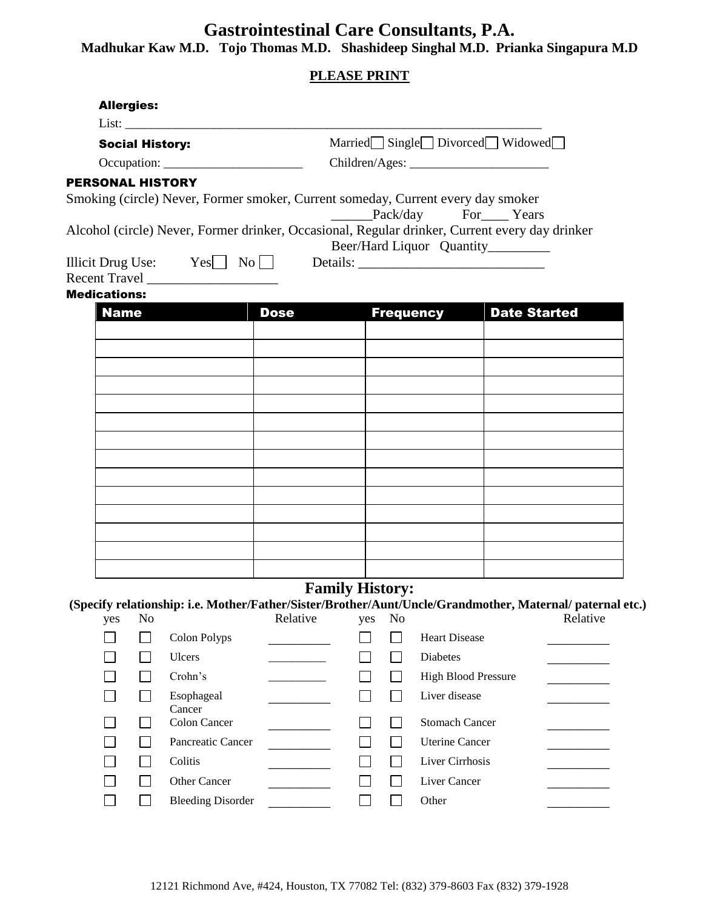# Gastrointestinal Care Consultants, P.A.

**Madhukar Kaw M.D. Tojo Thomas M.D. Shashideep Singhal M.D. Prianka Singapura M.D**

**PLEASE PRINT**

**Allergies:**

List: ___________________________________________________________________

**Social History:** Married ☐ Single ☐ Divorced ☐ Widowed ☐

Occupation: ______________________ Children/Ages: ______________________

**PERSONAL HISTORY**

Smoking (circle) Never, Former smoker, Current someday, Current every day smoker

______Pack/day For____ Years

Alcohol (circle) Never, Former drinker, Occasional, Regular drinker, Current every day drinker

Beer/Hard Liquor Quantity_________

Illicit Drug Use: Yes ☐ No ☐ Details: ___________________________

Recent Travel ___________________

**Medications:**

| Name | Dose | Frequency | Date Started |
|---|---|---|---|
| | | | |
| | | | |
| | | | |
| | | | |
| | | | |
| | | | |
| | | | |
| | | | |
| | | | |
| | | | |
| | | | |
| | | | |
| | | | |
| | | | |

## Family History:

**(Specify relationship: i.e. Mother/Father/Sister/Brother/Aunt/Uncle/Grandmother, Maternal/ paternal etc.)**

| yes | No | | Relative | yes | No | | Relative |
|---|---|---|---|---|---|---|---|
| ☐ | ☐ | Colon Polyps | __________ | ☐ | ☐ | Heart Disease | __________ |
| ☐ | ☐ | Ulcers | __________ | ☐ | ☐ | Diabetes | __________ |
| ☐ | ☐ | Crohn's | __________ | ☐ | ☐ | High Blood Pressure | __________ |
| ☐ | ☐ | Esophageal Cancer | __________ | ☐ | ☐ | Liver disease | __________ |
| ☐ | ☐ | Colon Cancer | __________ | ☐ | ☐ | Stomach Cancer | __________ |
| ☐ | ☐ | Pancreatic Cancer | __________ | ☐ | ☐ | Uterine Cancer | __________ |
| ☐ | ☐ | Colitis | __________ | ☐ | ☐ | Liver Cirrhosis | __________ |
| ☐ | ☐ | Other Cancer | __________ | ☐ | ☐ | Liver Cancer | __________ |
| ☐ | ☐ | Bleeding Disorder | __________ | ☐ | ☐ | Other | __________ |

12121 Richmond Ave, #424, Houston, TX 77082 Tel: (832) 379-8603 Fax (832) 379-1928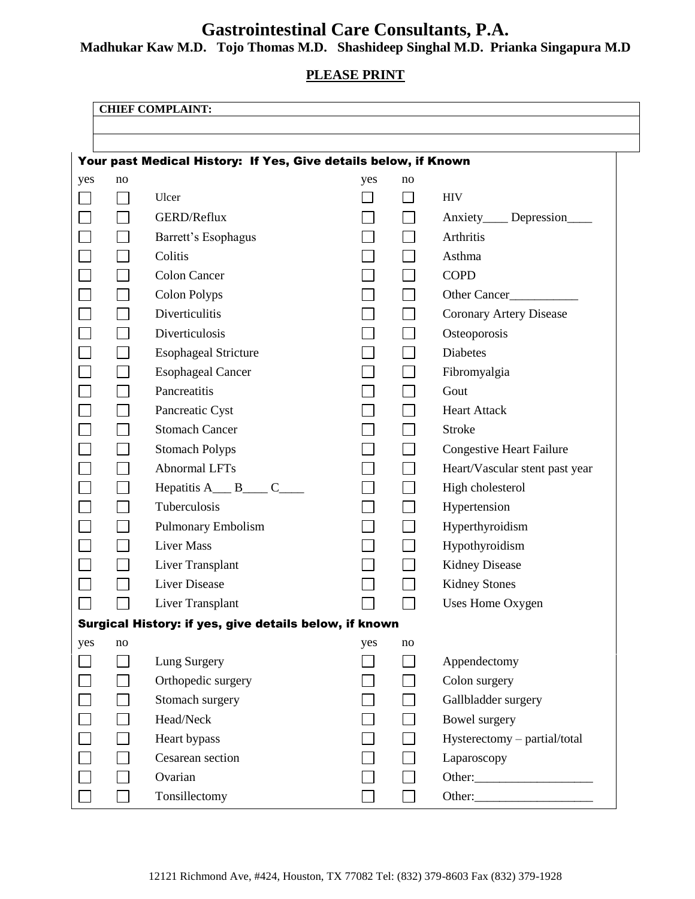# Gastrointestinal Care Consultants, P.A.

**Madhukar Kaw M.D. Tojo Thomas M.D. Shashideep Singhal M.D. Prianka Singapura M.D**

**PLEASE PRINT**

| CHIEF COMPLAINT: |
|---|
| |
| |

**Your past Medical History: If Yes, Give details below, if Known**

| yes | no | | yes | no | |
|---|---|---|---|---|---|
| ☐ | ☐ | Ulcer | ☐ | ☐ | HIV |
| ☐ | ☐ | GERD/Reflux | ☐ | ☐ | Anxiety____ Depression____ |
| ☐ | ☐ | Barrett's Esophagus | ☐ | ☐ | Arthritis |
| ☐ | ☐ | Colitis | ☐ | ☐ | Asthma |
| ☐ | ☐ | Colon Cancer | ☐ | ☐ | COPD |
| ☐ | ☐ | Colon Polyps | ☐ | ☐ | Other Cancer___________ |
| ☐ | ☐ | Diverticulitis | ☐ | ☐ | Coronary Artery Disease |
| ☐ | ☐ | Diverticulosis | ☐ | ☐ | Osteoporosis |
| ☐ | ☐ | Esophageal Stricture | ☐ | ☐ | Diabetes |
| ☐ | ☐ | Esophageal Cancer | ☐ | ☐ | Fibromyalgia |
| ☐ | ☐ | Pancreatitis | ☐ | ☐ | Gout |
| ☐ | ☐ | Pancreatic Cyst | ☐ | ☐ | Heart Attack |
| ☐ | ☐ | Stomach Cancer | ☐ | ☐ | Stroke |
| ☐ | ☐ | Stomach Polyps | ☐ | ☐ | Congestive Heart Failure |
| ☐ | ☐ | Abnormal LFTs | ☐ | ☐ | Heart/Vascular stent past year |
| ☐ | ☐ | Hepatitis A___ B____ C____ | ☐ | ☐ | High cholesterol |
| ☐ | ☐ | Tuberculosis | ☐ | ☐ | Hypertension |
| ☐ | ☐ | Pulmonary Embolism | ☐ | ☐ | Hyperthyroidism |
| ☐ | ☐ | Liver Mass | ☐ | ☐ | Hypothyroidism |
| ☐ | ☐ | Liver Transplant | ☐ | ☐ | Kidney Disease |
| ☐ | ☐ | Liver Disease | ☐ | ☐ | Kidney Stones |
| ☐ | ☐ | Liver Transplant | ☐ | ☐ | Uses Home Oxygen |

**Surgical History: if yes, give details below, if known**

| yes | no | | yes | no | |
|---|---|---|---|---|---|
| ☐ | ☐ | Lung Surgery | ☐ | ☐ | Appendectomy |
| ☐ | ☐ | Orthopedic surgery | ☐ | ☐ | Colon surgery |
| ☐ | ☐ | Stomach surgery | ☐ | ☐ | Gallbladder surgery |
| ☐ | ☐ | Head/Neck | ☐ | ☐ | Bowel surgery |
| ☐ | ☐ | Heart bypass | ☐ | ☐ | Hysterectomy – partial/total |
| ☐ | ☐ | Cesarean section | ☐ | ☐ | Laparoscopy |
| ☐ | ☐ | Ovarian | ☐ | ☐ | Other:___________________ |
| ☐ | ☐ | Tonsillectomy | ☐ | ☐ | Other:___________________ |

12121 Richmond Ave, #424, Houston, TX 77082 Tel: (832) 379-8603 Fax (832) 379-1928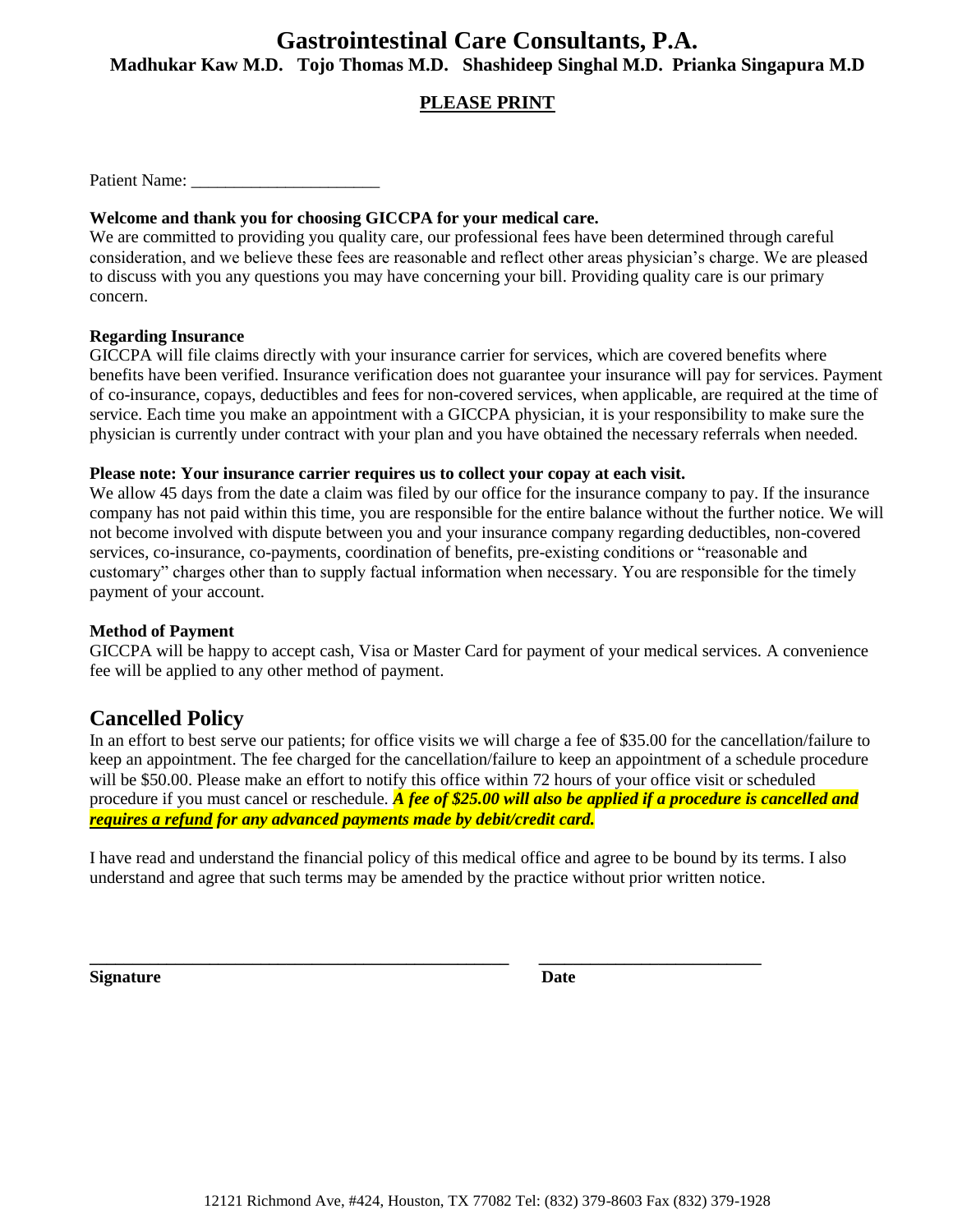# Gastrointestinal Care Consultants, P.A.

**Madhukar Kaw M.D. Tojo Thomas M.D. Shashideep Singhal M.D. Prianka Singapura M.D**

**PLEASE PRINT**

Patient Name: ______________________

**Welcome and thank you for choosing GICCPA for your medical care.**

We are committed to providing you quality care, our professional fees have been determined through careful consideration, and we believe these fees are reasonable and reflect other areas physician's charge. We are pleased to discuss with you any questions you may have concerning your bill. Providing quality care is our primary concern.

**Regarding Insurance**

GICCPA will file claims directly with your insurance carrier for services, which are covered benefits where benefits have been verified. Insurance verification does not guarantee your insurance will pay for services. Payment of co-insurance, copays, deductibles and fees for non-covered services, when applicable, are required at the time of service. Each time you make an appointment with a GICCPA physician, it is your responsibility to make sure the physician is currently under contract with your plan and you have obtained the necessary referrals when needed.

**Please note: Your insurance carrier requires us to collect your copay at each visit.**

We allow 45 days from the date a claim was filed by our office for the insurance company to pay. If the insurance company has not paid within this time, you are responsible for the entire balance without the further notice. We will not become involved with dispute between you and your insurance company regarding deductibles, non-covered services, co-insurance, co-payments, coordination of benefits, pre-existing conditions or "reasonable and customary" charges other than to supply factual information when necessary. You are responsible for the timely payment of your account.

**Method of Payment**

GICCPA will be happy to accept cash, Visa or Master Card for payment of your medical services. A convenience fee will be applied to any other method of payment.

## Cancelled Policy

In an effort to best serve our patients; for office visits we will charge a fee of $35.00 for the cancellation/failure to keep an appointment. The fee charged for the cancellation/failure to keep an appointment of a schedule procedure will be $50.00. Please make an effort to notify this office within 72 hours of your office visit or scheduled procedure if you must cancel or reschedule. ***A fee of $25.00 will also be applied if a procedure is cancelled and requires a refund for any advanced payments made by debit/credit card.***

I have read and understand the financial policy of this medical office and agree to be bound by its terms. I also understand and agree that such terms may be amended by the practice without prior written notice.

______________________________________________ ________________________

**Signature** **Date**

12121 Richmond Ave, #424, Houston, TX 77082 Tel: (832) 379-8603 Fax (832) 379-1928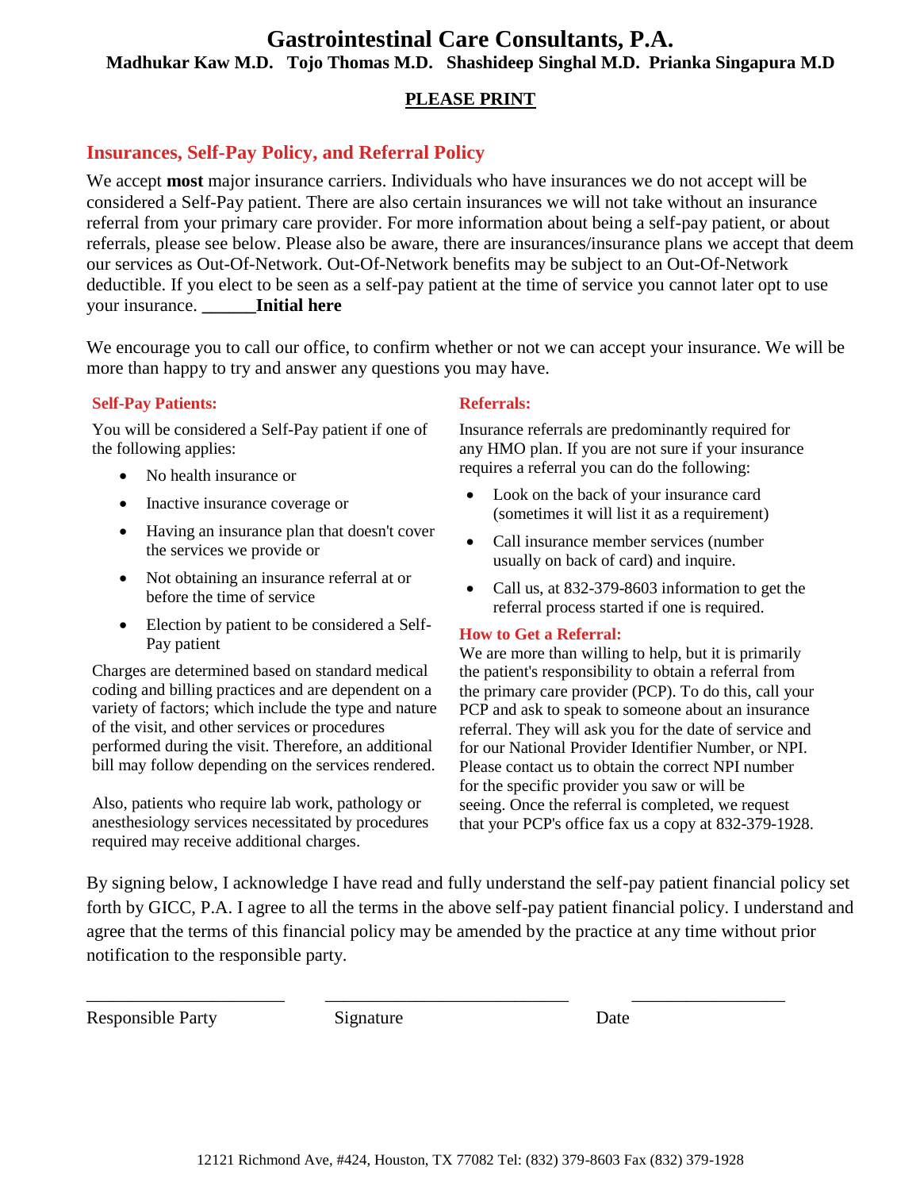# Gastrointestinal Care Consultants, P.A.

**Madhukar Kaw M.D. Tojo Thomas M.D. Shashideep Singhal M.D. Prianka Singapura M.D**

**PLEASE PRINT**

## Insurances, Self-Pay Policy, and Referral Policy

We accept **most** major insurance carriers. Individuals who have insurances we do not accept will be considered a Self-Pay patient. There are also certain insurances we will not take without an insurance referral from your primary care provider. For more information about being a self-pay patient, or about referrals, please see below. Please also be aware, there are insurances/insurance plans we accept that deem our services as Out-Of-Network. Out-Of-Network benefits may be subject to an Out-Of-Network deductible. If you elect to be seen as a self-pay patient at the time of service you cannot later opt to use your insurance. **______Initial here**

We encourage you to call our office, to confirm whether or not we can accept your insurance. We will be more than happy to try and answer any questions you may have.

### Self-Pay Patients:

You will be considered a Self-Pay patient if one of the following applies:

- No health insurance or
- Inactive insurance coverage or
- Having an insurance plan that doesn't cover the services we provide or
- Not obtaining an insurance referral at or before the time of service
- Election by patient to be considered a Self-Pay patient

Charges are determined based on standard medical coding and billing practices and are dependent on a variety of factors; which include the type and nature of the visit, and other services or procedures performed during the visit. Therefore, an additional bill may follow depending on the services rendered.

Also, patients who require lab work, pathology or anesthesiology services necessitated by procedures required may receive additional charges.

### Referrals:

Insurance referrals are predominantly required for any HMO plan. If you are not sure if your insurance requires a referral you can do the following:

- Look on the back of your insurance card (sometimes it will list it as a requirement)
- Call insurance member services (number usually on back of card) and inquire.
- Call us, at 832-379-8603 information to get the referral process started if one is required.

### How to Get a Referral:

We are more than willing to help, but it is primarily the patient's responsibility to obtain a referral from the primary care provider (PCP). To do this, call your PCP and ask to speak to someone about an insurance referral. They will ask you for the date of service and for our National Provider Identifier Number, or NPI. Please contact us to obtain the correct NPI number for the specific provider you saw or will be seeing. Once the referral is completed, we request that your PCP's office fax us a copy at 832-379-1928.

By signing below, I acknowledge I have read and fully understand the self-pay patient financial policy set forth by GICC, P.A. I agree to all the terms in the above self-pay patient financial policy. I understand and agree that the terms of this financial policy may be amended by the practice at any time without prior notification to the responsible party.

______________________ ___________________________ _________________

Responsible Party Signature Date

12121 Richmond Ave, #424, Houston, TX 77082 Tel: (832) 379-8603 Fax (832) 379-1928